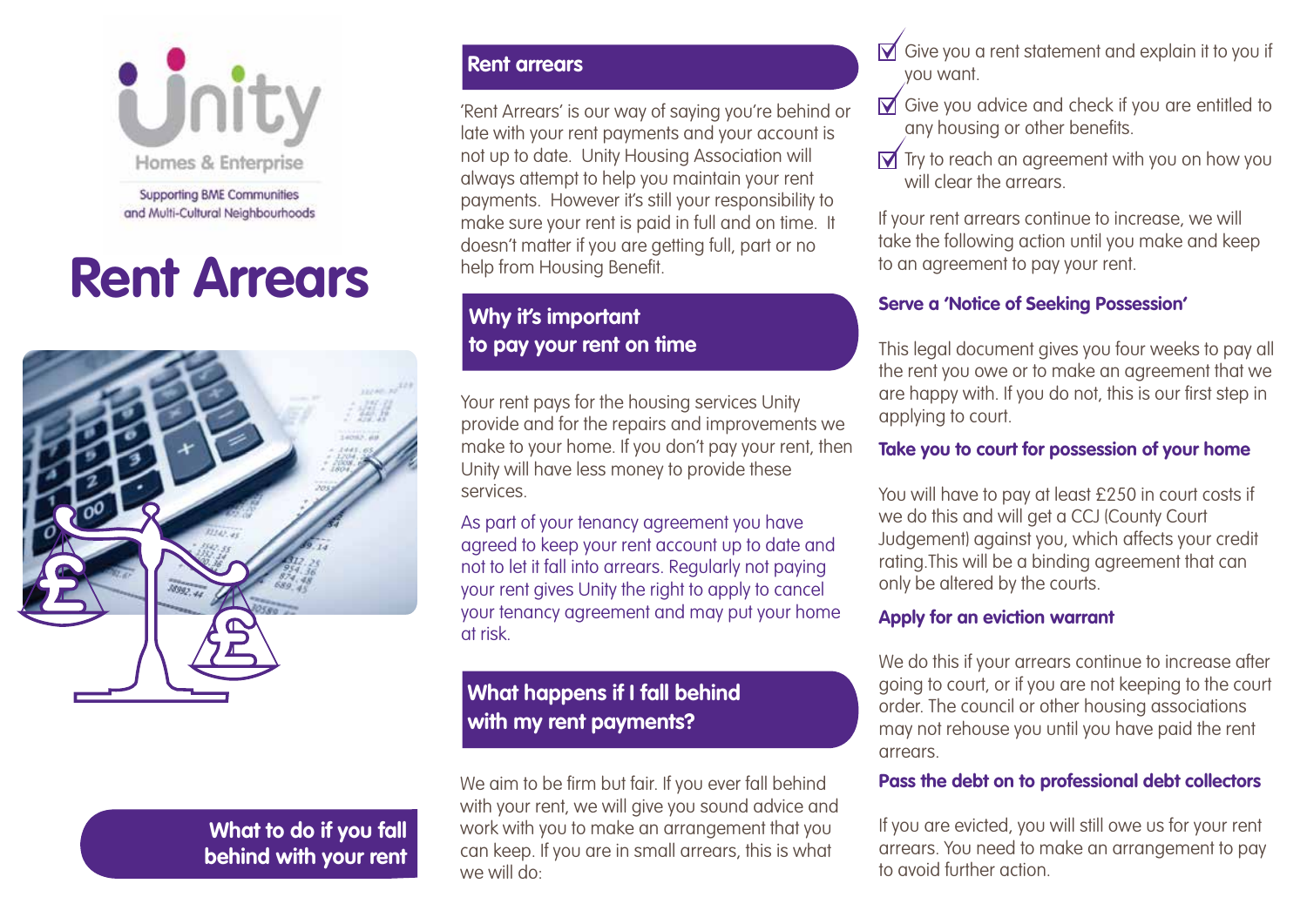Unity Homes & Enterprise

Supporting BME Communities and Multi-Cultural Neighbourhoods

# Rent Arrears

## What to do if you fall behind with your rent

## Rent arrears

'Rent Arrears' is our way of saying you're behind or late with your rent payments and your account is not up to date. Unity Housing Association will always attempt to help you maintain your rent payments. However it's still your responsibility to make sure your rent is paid in full and on time. It doesn't matter if you are getting full, part or no help from Housing Benefit.

## Why it's important to pay your rent on time

Your rent pays for the housing services Unity provide and for the repairs and improvements we make to your home. If you don't pay your rent, then Unity will have less money to provide these services.

As part of your tenancy agreement you have agreed to keep your rent account up to date and not to let it fall into arrears. Regularly not paying your rent gives Unity the right to apply to cancel your tenancy agreement and may put your home at risk.

## What happens if I fall behind with my rent payments?

We aim to be firm but fair. If you ever fall behind with your rent, we will give you sound advice and work with you to make an arrangement that you can keep. If you are in small arrears, this is what we will do:

- ☑ Give you a rent statement and explain it to you if you want.
- ☑ Give you advice and check if you are entitled to any housing or other benefits.
- ☑ Try to reach an agreement with you on how you will clear the arrears.

If your rent arrears continue to increase, we will take the following action until you make and keep to an agreement to pay your rent.

### Serve a 'Notice of Seeking Possession'

This legal document gives you four weeks to pay all the rent you owe or to make an agreement that we are happy with. If you do not, this is our first step in applying to court.

### Take you to court for possession of your home

You will have to pay at least £250 in court costs if we do this and will get a CCJ (County Court Judgement) against you, which affects your credit rating.This will be a binding agreement that can only be altered by the courts.

### Apply for an eviction warrant

We do this if your arrears continue to increase after going to court, or if you are not keeping to the court order. The council or other housing associations may not rehouse you until you have paid the rent arrears.

### Pass the debt on to professional debt collectors

If you are evicted, you will still owe us for your rent arrears. You need to make an arrangement to pay to avoid further action.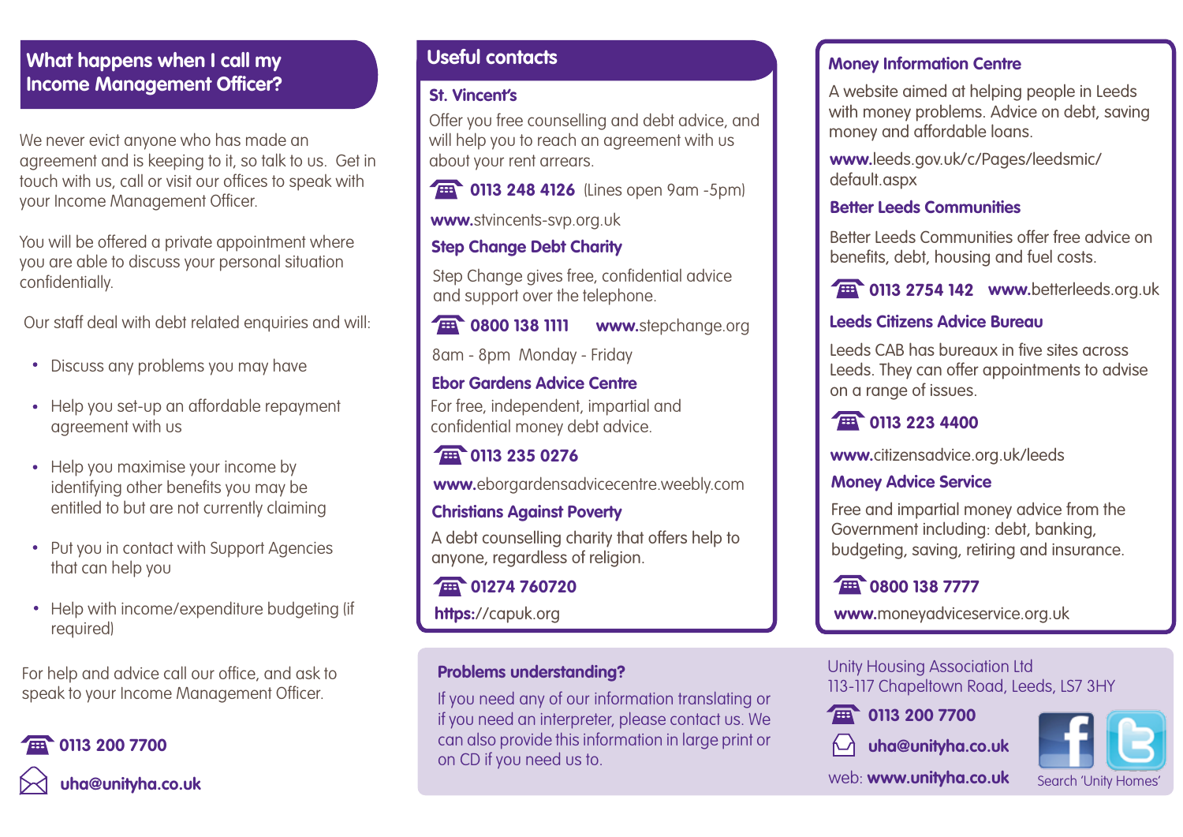## What happens when I call my Income Management Officer?

We never evict anyone who has made an agreement and is keeping to it, so talk to us. Get in touch with us, call or visit our offices to speak with your Income Management Officer.

You will be offered a private appointment where you are able to discuss your personal situation confidentially.

Our staff deal with debt related enquiries and will:

- Discuss any problems you may have
- Help you set-up an affordable repayment agreement with us
- Help you maximise your income by identifying other benefits you may be entitled to but are not currently claiming
- Put you in contact with Support Agencies that can help you
- Help with income/expenditure budgeting (if required)

For help and advice call our office, and ask to speak to your Income Management Officer.

**0113 200 7700**

**uha@unityha.co.uk**

## Useful contacts

### St. Vincent's

Offer you free counselling and debt advice, and will help you to reach an agreement with us about your rent arrears.

**0113 248 4126** (Lines open 9am -5pm)

**www.**stvincents-svp.org.uk

### Step Change Debt Charity

Step Change gives free, confidential advice and support over the telephone.

**0800 138 1111** **www.**stepchange.org

8am - 8pm Monday - Friday

### Ebor Gardens Advice Centre

For free, independent, impartial and confidential money debt advice.

**0113 235 0276**

**www.**eborgardensadvicecentre.weebly.com

### Christians Against Poverty

A debt counselling charity that offers help to anyone, regardless of religion.

**01274 760720**

**https:**//capuk.org

### Money Information Centre

A website aimed at helping people in Leeds with money problems. Advice on debt, saving money and affordable loans.

**www.**leeds.gov.uk/c/Pages/leedsmic/default.aspx

### Better Leeds Communities

Better Leeds Communities offer free advice on benefits, debt, housing and fuel costs.

**0113 2754 142** **www.**betterleeds.org.uk

### Leeds Citizens Advice Bureau

Leeds CAB has bureaux in five sites across Leeds. They can offer appointments to advise on a range of issues.

**0113 223 4400**

**www.**citizensadvice.org.uk/leeds

### Money Advice Service

Free and impartial money advice from the Government including: debt, banking, budgeting, saving, retiring and insurance.

**0800 138 7777**

**www.**moneyadviceservice.org.uk

### Problems understanding?

If you need any of our information translating or if you need an interpreter, please contact us. We can also provide this information in large print or on CD if you need us to.

Unity Housing Association Ltd
113-117 Chapeltown Road, Leeds, LS7 3HY

**0113 200 7700**

**uha@unityha.co.uk**

web: **www.unityha.co.uk**

Search 'Unity Homes'